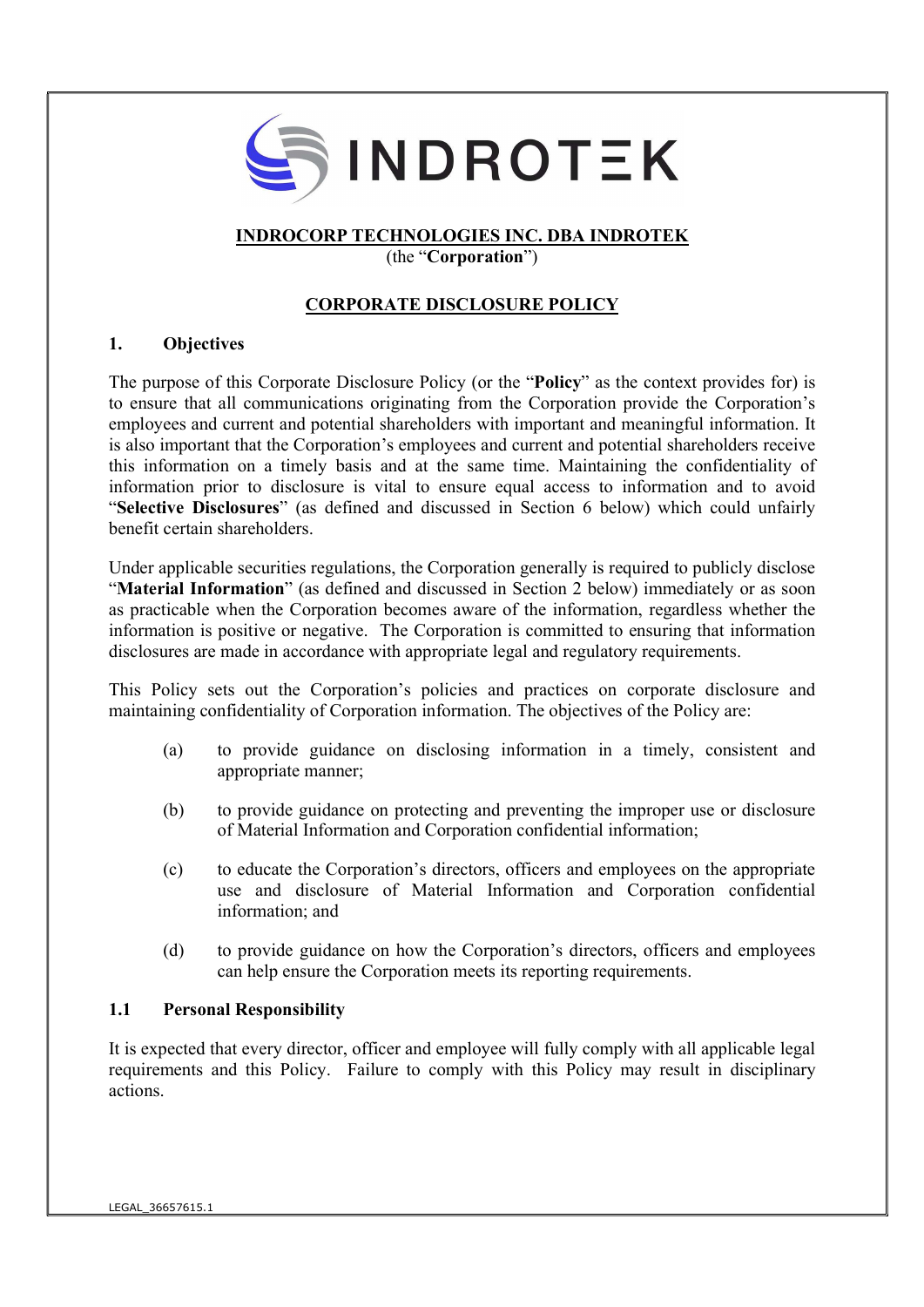**INDROCORP TECHNOLOGIES INC. DBA INDROTEK**
(the "**Corporation**")

# CORPORATE DISCLOSURE POLICY

## 1. Objectives

The purpose of this Corporate Disclosure Policy (or the "**Policy**" as the context provides for) is to ensure that all communications originating from the Corporation provide the Corporation's employees and current and potential shareholders with important and meaningful information. It is also important that the Corporation's employees and current and potential shareholders receive this information on a timely basis and at the same time. Maintaining the confidentiality of information prior to disclosure is vital to ensure equal access to information and to avoid "**Selective Disclosures**" (as defined and discussed in Section 6 below) which could unfairly benefit certain shareholders.

Under applicable securities regulations, the Corporation generally is required to publicly disclose "**Material Information**" (as defined and discussed in Section 2 below) immediately or as soon as practicable when the Corporation becomes aware of the information, regardless whether the information is positive or negative. The Corporation is committed to ensuring that information disclosures are made in accordance with appropriate legal and regulatory requirements.

This Policy sets out the Corporation's policies and practices on corporate disclosure and maintaining confidentiality of Corporation information. The objectives of the Policy are:

(a) to provide guidance on disclosing information in a timely, consistent and appropriate manner;

(b) to provide guidance on protecting and preventing the improper use or disclosure of Material Information and Corporation confidential information;

(c) to educate the Corporation's directors, officers and employees on the appropriate use and disclosure of Material Information and Corporation confidential information; and

(d) to provide guidance on how the Corporation's directors, officers and employees can help ensure the Corporation meets its reporting requirements.

### 1.1 Personal Responsibility

It is expected that every director, officer and employee will fully comply with all applicable legal requirements and this Policy. Failure to comply with this Policy may result in disciplinary actions.

LEGAL_36657615.1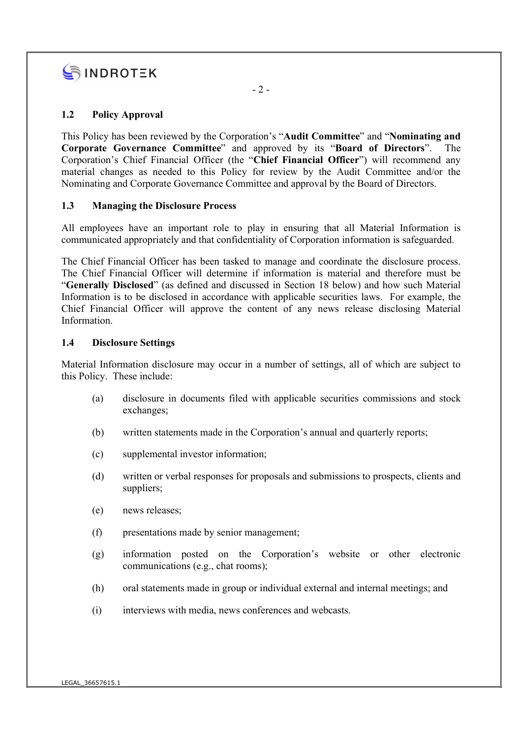### 1.2 Policy Approval

This Policy has been reviewed by the Corporation's "**Audit Committee**" and "**Nominating and Corporate Governance Committee**" and approved by its "**Board of Directors**". The Corporation's Chief Financial Officer (the "**Chief Financial Officer**") will recommend any material changes as needed to this Policy for review by the Audit Committee and/or the Nominating and Corporate Governance Committee and approval by the Board of Directors.

### 1.3 Managing the Disclosure Process

All employees have an important role to play in ensuring that all Material Information is communicated appropriately and that confidentiality of Corporation information is safeguarded.

The Chief Financial Officer has been tasked to manage and coordinate the disclosure process. The Chief Financial Officer will determine if information is material and therefore must be "**Generally Disclosed**" (as defined and discussed in Section 18 below) and how such Material Information is to be disclosed in accordance with applicable securities laws. For example, the Chief Financial Officer will approve the content of any news release disclosing Material Information.

### 1.4 Disclosure Settings

Material Information disclosure may occur in a number of settings, all of which are subject to this Policy. These include:

(a) disclosure in documents filed with applicable securities commissions and stock exchanges;

(b) written statements made in the Corporation's annual and quarterly reports;

(c) supplemental investor information;

(d) written or verbal responses for proposals and submissions to prospects, clients and suppliers;

(e) news releases;

(f) presentations made by senior management;

(g) information posted on the Corporation's website or other electronic communications (e.g., chat rooms);

(h) oral statements made in group or individual external and internal meetings; and

(i) interviews with media, news conferences and webcasts.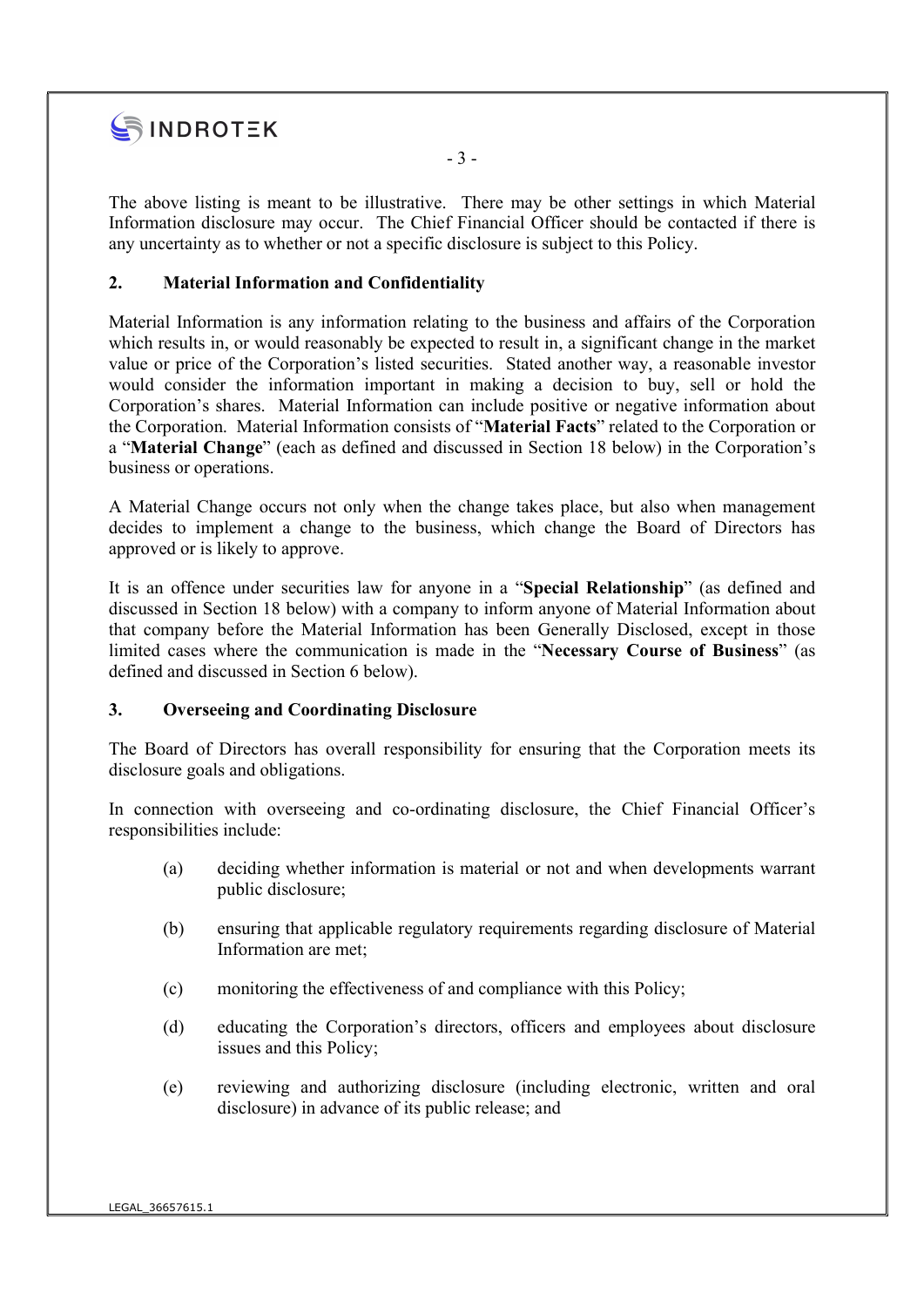The above listing is meant to be illustrative. There may be other settings in which Material Information disclosure may occur. The Chief Financial Officer should be contacted if there is any uncertainty as to whether or not a specific disclosure is subject to this Policy.

## 2. Material Information and Confidentiality

Material Information is any information relating to the business and affairs of the Corporation which results in, or would reasonably be expected to result in, a significant change in the market value or price of the Corporation's listed securities. Stated another way, a reasonable investor would consider the information important in making a decision to buy, sell or hold the Corporation's shares. Material Information can include positive or negative information about the Corporation. Material Information consists of "**Material Facts**" related to the Corporation or a "**Material Change**" (each as defined and discussed in Section 18 below) in the Corporation's business or operations.

A Material Change occurs not only when the change takes place, but also when management decides to implement a change to the business, which change the Board of Directors has approved or is likely to approve.

It is an offence under securities law for anyone in a "**Special Relationship**" (as defined and discussed in Section 18 below) with a company to inform anyone of Material Information about that company before the Material Information has been Generally Disclosed, except in those limited cases where the communication is made in the "**Necessary Course of Business**" (as defined and discussed in Section 6 below).

## 3. Overseeing and Coordinating Disclosure

The Board of Directors has overall responsibility for ensuring that the Corporation meets its disclosure goals and obligations.

In connection with overseeing and co-ordinating disclosure, the Chief Financial Officer's responsibilities include:

(a) deciding whether information is material or not and when developments warrant public disclosure;

(b) ensuring that applicable regulatory requirements regarding disclosure of Material Information are met;

(c) monitoring the effectiveness of and compliance with this Policy;

(d) educating the Corporation's directors, officers and employees about disclosure issues and this Policy;

(e) reviewing and authorizing disclosure (including electronic, written and oral disclosure) in advance of its public release; and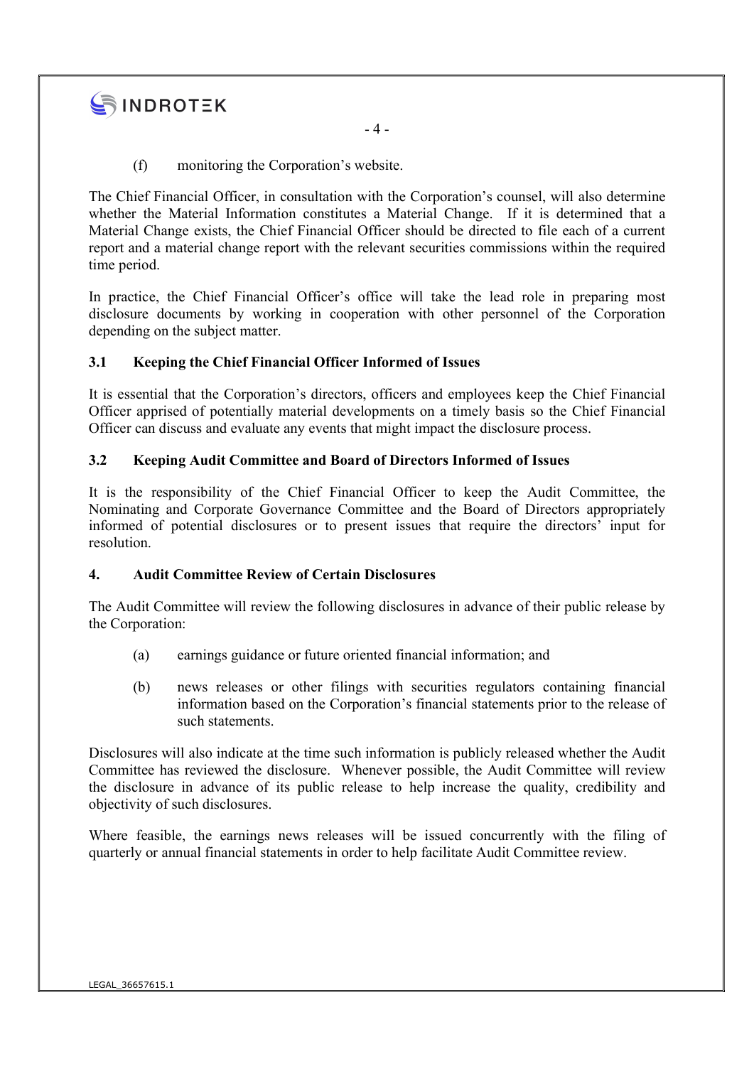(f) monitoring the Corporation's website.

The Chief Financial Officer, in consultation with the Corporation's counsel, will also determine whether the Material Information constitutes a Material Change. If it is determined that a Material Change exists, the Chief Financial Officer should be directed to file each of a current report and a material change report with the relevant securities commissions within the required time period.

In practice, the Chief Financial Officer's office will take the lead role in preparing most disclosure documents by working in cooperation with other personnel of the Corporation depending on the subject matter.

### 3.1 Keeping the Chief Financial Officer Informed of Issues

It is essential that the Corporation's directors, officers and employees keep the Chief Financial Officer apprised of potentially material developments on a timely basis so the Chief Financial Officer can discuss and evaluate any events that might impact the disclosure process.

### 3.2 Keeping Audit Committee and Board of Directors Informed of Issues

It is the responsibility of the Chief Financial Officer to keep the Audit Committee, the Nominating and Corporate Governance Committee and the Board of Directors appropriately informed of potential disclosures or to present issues that require the directors' input for resolution.

## 4. Audit Committee Review of Certain Disclosures

The Audit Committee will review the following disclosures in advance of their public release by the Corporation:

(a) earnings guidance or future oriented financial information; and

(b) news releases or other filings with securities regulators containing financial information based on the Corporation's financial statements prior to the release of such statements.

Disclosures will also indicate at the time such information is publicly released whether the Audit Committee has reviewed the disclosure. Whenever possible, the Audit Committee will review the disclosure in advance of its public release to help increase the quality, credibility and objectivity of such disclosures.

Where feasible, the earnings news releases will be issued concurrently with the filing of quarterly or annual financial statements in order to help facilitate Audit Committee review.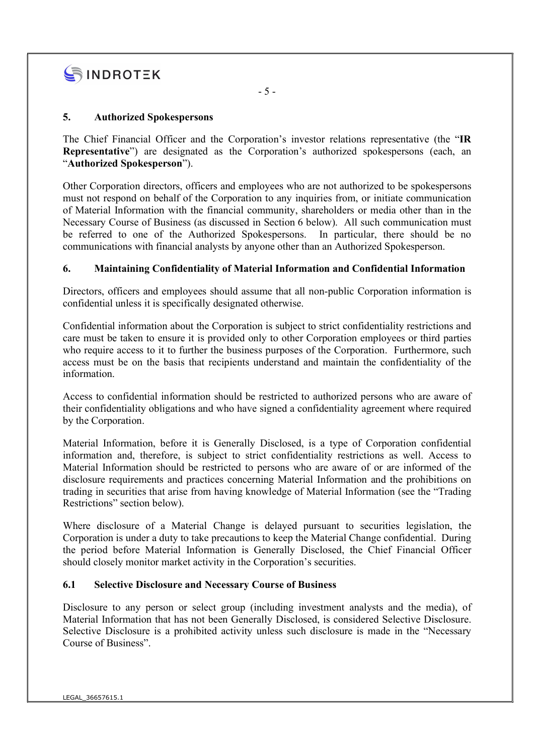## 5. Authorized Spokespersons

The Chief Financial Officer and the Corporation's investor relations representative (the "**IR Representative**") are designated as the Corporation's authorized spokespersons (each, an "**Authorized Spokesperson**").

Other Corporation directors, officers and employees who are not authorized to be spokespersons must not respond on behalf of the Corporation to any inquiries from, or initiate communication of Material Information with the financial community, shareholders or media other than in the Necessary Course of Business (as discussed in Section 6 below). All such communication must be referred to one of the Authorized Spokespersons. In particular, there should be no communications with financial analysts by anyone other than an Authorized Spokesperson.

## 6. Maintaining Confidentiality of Material Information and Confidential Information

Directors, officers and employees should assume that all non-public Corporation information is confidential unless it is specifically designated otherwise.

Confidential information about the Corporation is subject to strict confidentiality restrictions and care must be taken to ensure it is provided only to other Corporation employees or third parties who require access to it to further the business purposes of the Corporation. Furthermore, such access must be on the basis that recipients understand and maintain the confidentiality of the information.

Access to confidential information should be restricted to authorized persons who are aware of their confidentiality obligations and who have signed a confidentiality agreement where required by the Corporation.

Material Information, before it is Generally Disclosed, is a type of Corporation confidential information and, therefore, is subject to strict confidentiality restrictions as well. Access to Material Information should be restricted to persons who are aware of or are informed of the disclosure requirements and practices concerning Material Information and the prohibitions on trading in securities that arise from having knowledge of Material Information (see the "Trading Restrictions" section below).

Where disclosure of a Material Change is delayed pursuant to securities legislation, the Corporation is under a duty to take precautions to keep the Material Change confidential. During the period before Material Information is Generally Disclosed, the Chief Financial Officer should closely monitor market activity in the Corporation's securities.

### 6.1 Selective Disclosure and Necessary Course of Business

Disclosure to any person or select group (including investment analysts and the media), of Material Information that has not been Generally Disclosed, is considered Selective Disclosure. Selective Disclosure is a prohibited activity unless such disclosure is made in the "Necessary Course of Business".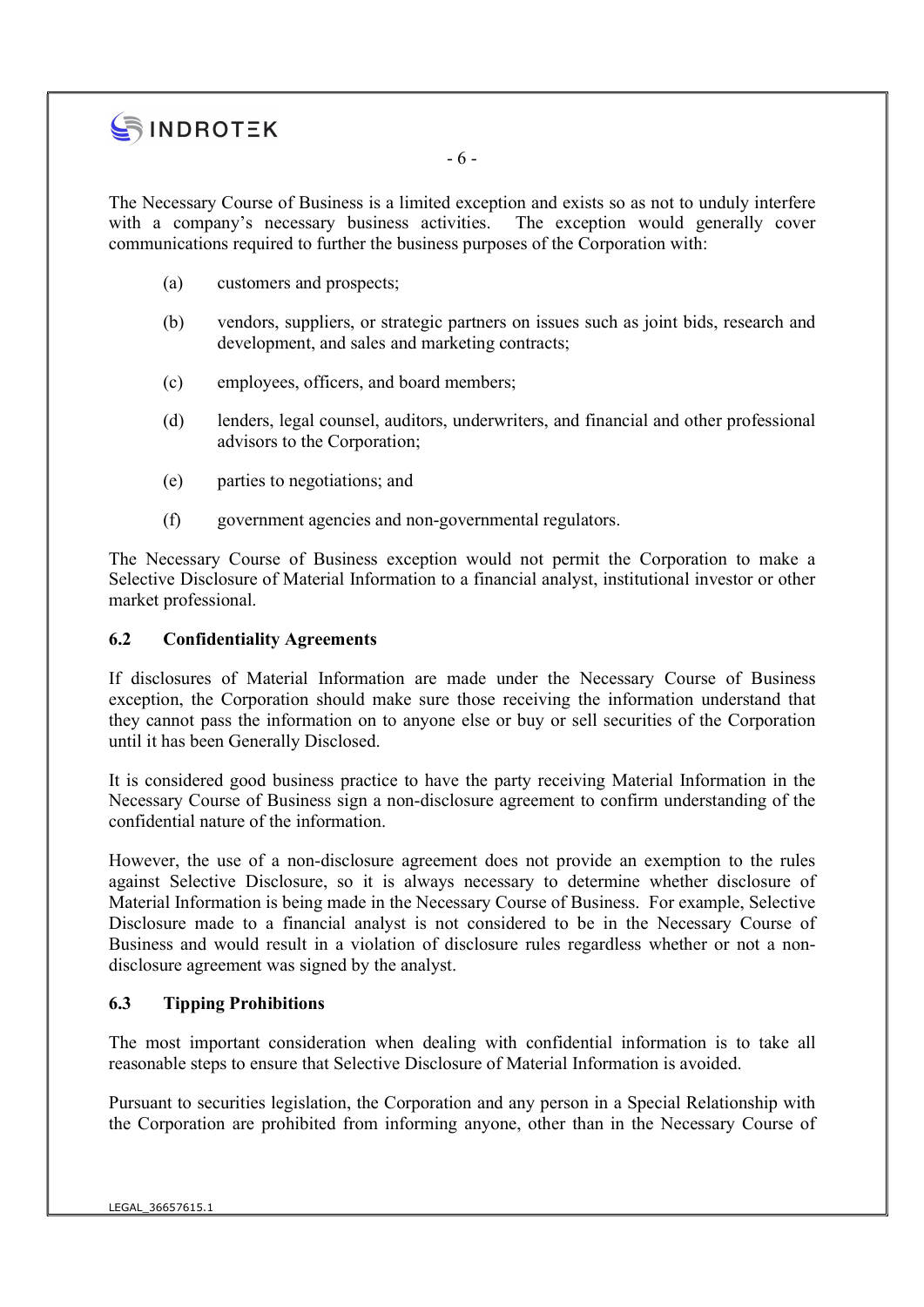The Necessary Course of Business is a limited exception and exists so as not to unduly interfere with a company's necessary business activities. The exception would generally cover communications required to further the business purposes of the Corporation with:

(a) customers and prospects;

(b) vendors, suppliers, or strategic partners on issues such as joint bids, research and development, and sales and marketing contracts;

(c) employees, officers, and board members;

(d) lenders, legal counsel, auditors, underwriters, and financial and other professional advisors to the Corporation;

(e) parties to negotiations; and

(f) government agencies and non-governmental regulators.

The Necessary Course of Business exception would not permit the Corporation to make a Selective Disclosure of Material Information to a financial analyst, institutional investor or other market professional.

### 6.2 Confidentiality Agreements

If disclosures of Material Information are made under the Necessary Course of Business exception, the Corporation should make sure those receiving the information understand that they cannot pass the information on to anyone else or buy or sell securities of the Corporation until it has been Generally Disclosed.

It is considered good business practice to have the party receiving Material Information in the Necessary Course of Business sign a non-disclosure agreement to confirm understanding of the confidential nature of the information.

However, the use of a non-disclosure agreement does not provide an exemption to the rules against Selective Disclosure, so it is always necessary to determine whether disclosure of Material Information is being made in the Necessary Course of Business. For example, Selective Disclosure made to a financial analyst is not considered to be in the Necessary Course of Business and would result in a violation of disclosure rules regardless whether or not a non-disclosure agreement was signed by the analyst.

### 6.3 Tipping Prohibitions

The most important consideration when dealing with confidential information is to take all reasonable steps to ensure that Selective Disclosure of Material Information is avoided.

Pursuant to securities legislation, the Corporation and any person in a Special Relationship with the Corporation are prohibited from informing anyone, other than in the Necessary Course of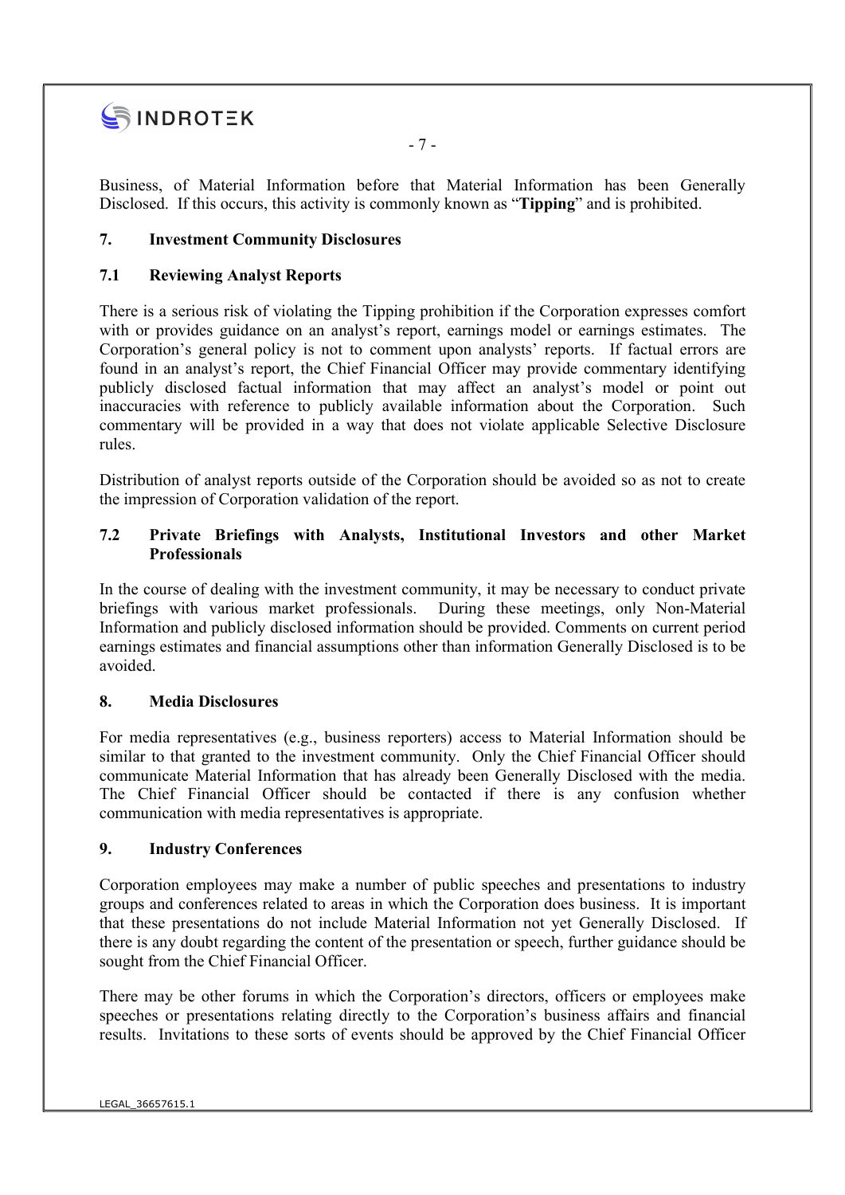Business, of Material Information before that Material Information has been Generally Disclosed. If this occurs, this activity is commonly known as "**Tipping**" and is prohibited.

## 7. Investment Community Disclosures

### 7.1 Reviewing Analyst Reports

There is a serious risk of violating the Tipping prohibition if the Corporation expresses comfort with or provides guidance on an analyst's report, earnings model or earnings estimates. The Corporation's general policy is not to comment upon analysts' reports. If factual errors are found in an analyst's report, the Chief Financial Officer may provide commentary identifying publicly disclosed factual information that may affect an analyst's model or point out inaccuracies with reference to publicly available information about the Corporation. Such commentary will be provided in a way that does not violate applicable Selective Disclosure rules.

Distribution of analyst reports outside of the Corporation should be avoided so as not to create the impression of Corporation validation of the report.

### 7.2 Private Briefings with Analysts, Institutional Investors and other Market Professionals

In the course of dealing with the investment community, it may be necessary to conduct private briefings with various market professionals. During these meetings, only Non-Material Information and publicly disclosed information should be provided. Comments on current period earnings estimates and financial assumptions other than information Generally Disclosed is to be avoided.

## 8. Media Disclosures

For media representatives (e.g., business reporters) access to Material Information should be similar to that granted to the investment community. Only the Chief Financial Officer should communicate Material Information that has already been Generally Disclosed with the media. The Chief Financial Officer should be contacted if there is any confusion whether communication with media representatives is appropriate.

## 9. Industry Conferences

Corporation employees may make a number of public speeches and presentations to industry groups and conferences related to areas in which the Corporation does business. It is important that these presentations do not include Material Information not yet Generally Disclosed. If there is any doubt regarding the content of the presentation or speech, further guidance should be sought from the Chief Financial Officer.

There may be other forums in which the Corporation's directors, officers or employees make speeches or presentations relating directly to the Corporation's business affairs and financial results. Invitations to these sorts of events should be approved by the Chief Financial Officer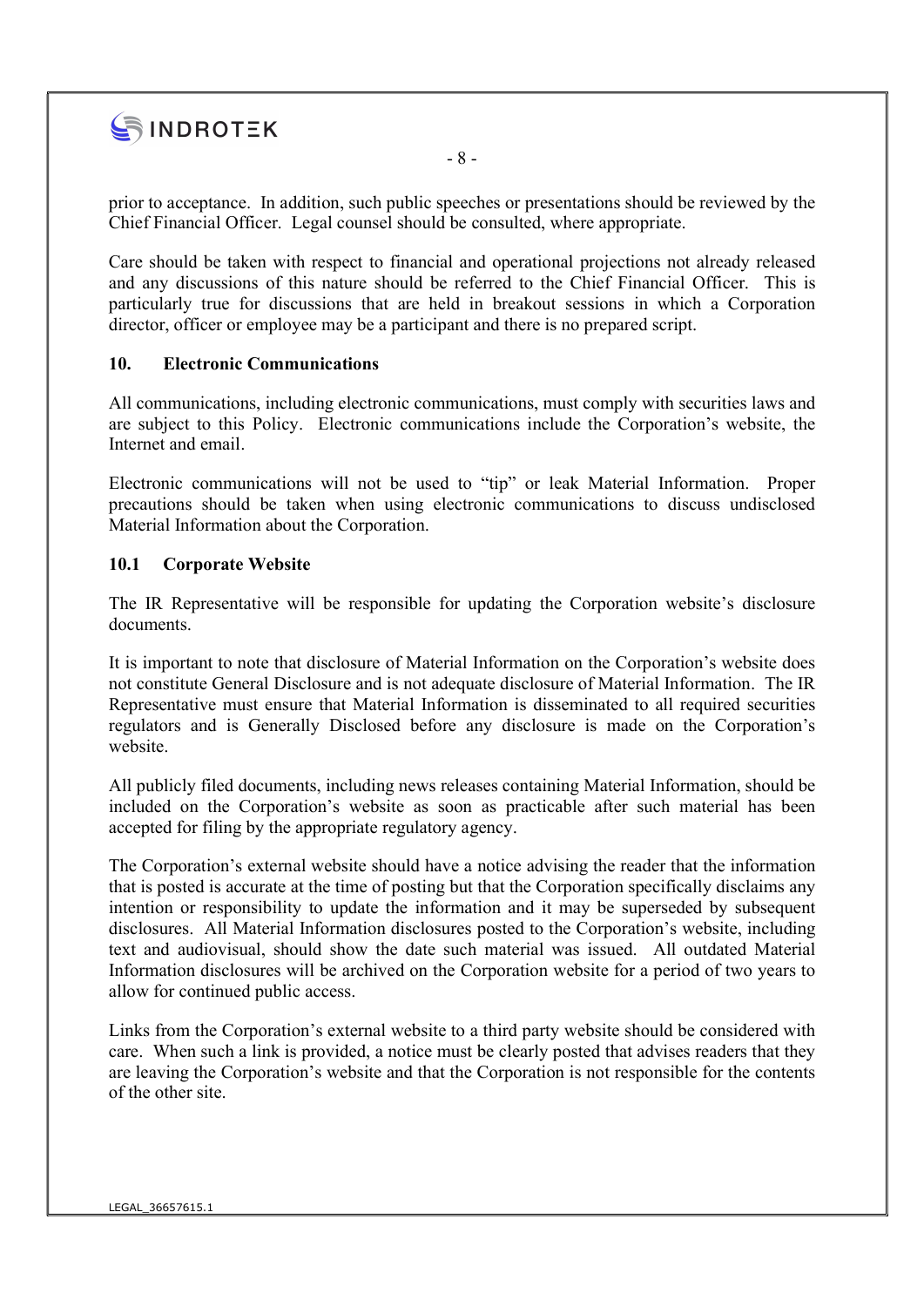prior to acceptance. In addition, such public speeches or presentations should be reviewed by the Chief Financial Officer. Legal counsel should be consulted, where appropriate.

Care should be taken with respect to financial and operational projections not already released and any discussions of this nature should be referred to the Chief Financial Officer. This is particularly true for discussions that are held in breakout sessions in which a Corporation director, officer or employee may be a participant and there is no prepared script.

## 10. Electronic Communications

All communications, including electronic communications, must comply with securities laws and are subject to this Policy. Electronic communications include the Corporation's website, the Internet and email.

Electronic communications will not be used to "tip" or leak Material Information. Proper precautions should be taken when using electronic communications to discuss undisclosed Material Information about the Corporation.

### 10.1 Corporate Website

The IR Representative will be responsible for updating the Corporation website's disclosure documents.

It is important to note that disclosure of Material Information on the Corporation's website does not constitute General Disclosure and is not adequate disclosure of Material Information. The IR Representative must ensure that Material Information is disseminated to all required securities regulators and is Generally Disclosed before any disclosure is made on the Corporation's website.

All publicly filed documents, including news releases containing Material Information, should be included on the Corporation's website as soon as practicable after such material has been accepted for filing by the appropriate regulatory agency.

The Corporation's external website should have a notice advising the reader that the information that is posted is accurate at the time of posting but that the Corporation specifically disclaims any intention or responsibility to update the information and it may be superseded by subsequent disclosures. All Material Information disclosures posted to the Corporation's website, including text and audiovisual, should show the date such material was issued. All outdated Material Information disclosures will be archived on the Corporation website for a period of two years to allow for continued public access.

Links from the Corporation's external website to a third party website should be considered with care. When such a link is provided, a notice must be clearly posted that advises readers that they are leaving the Corporation's website and that the Corporation is not responsible for the contents of the other site.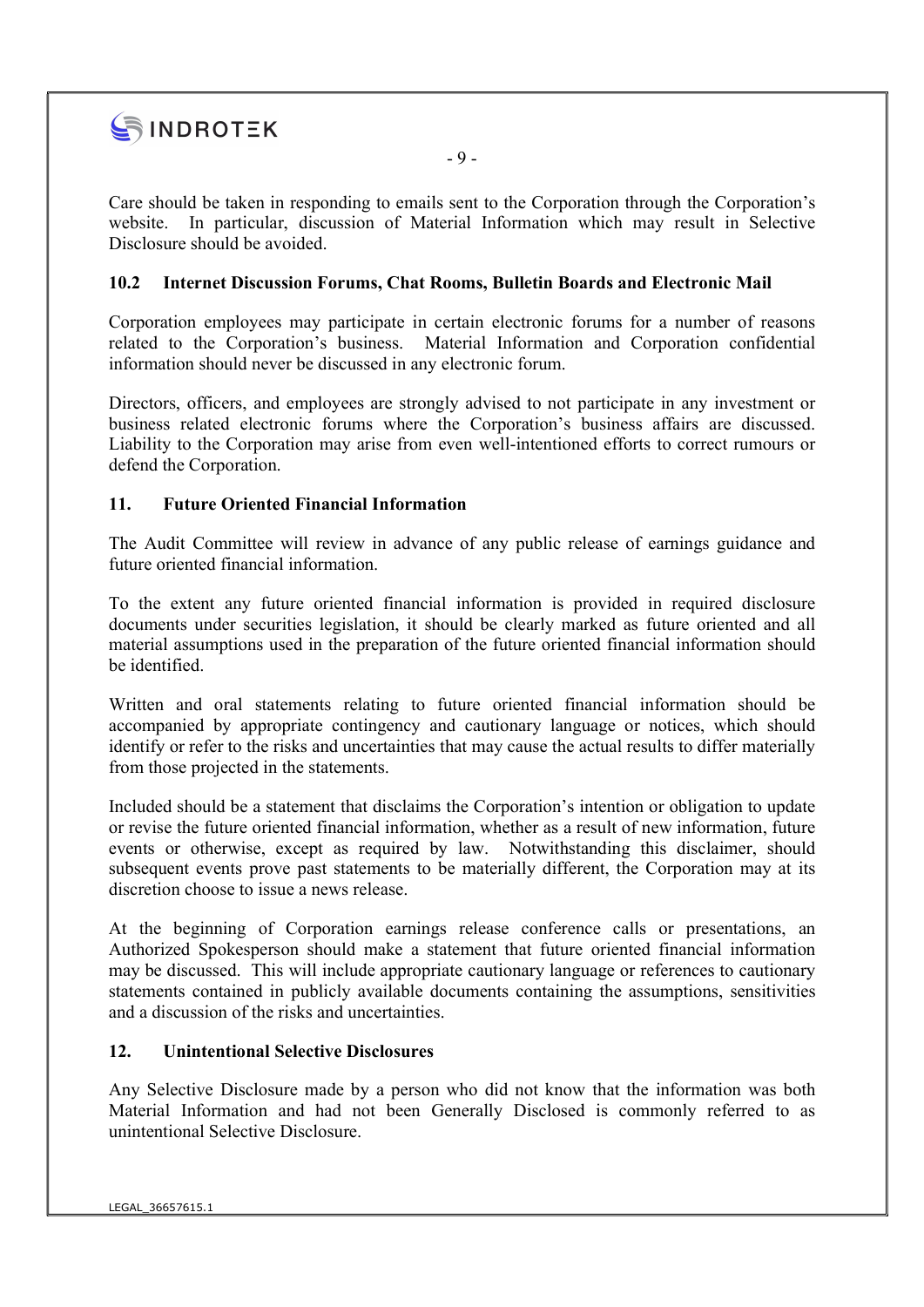Care should be taken in responding to emails sent to the Corporation through the Corporation's website. In particular, discussion of Material Information which may result in Selective Disclosure should be avoided.

### 10.2 Internet Discussion Forums, Chat Rooms, Bulletin Boards and Electronic Mail

Corporation employees may participate in certain electronic forums for a number of reasons related to the Corporation's business. Material Information and Corporation confidential information should never be discussed in any electronic forum.

Directors, officers, and employees are strongly advised to not participate in any investment or business related electronic forums where the Corporation's business affairs are discussed. Liability to the Corporation may arise from even well-intentioned efforts to correct rumours or defend the Corporation.

## 11. Future Oriented Financial Information

The Audit Committee will review in advance of any public release of earnings guidance and future oriented financial information.

To the extent any future oriented financial information is provided in required disclosure documents under securities legislation, it should be clearly marked as future oriented and all material assumptions used in the preparation of the future oriented financial information should be identified.

Written and oral statements relating to future oriented financial information should be accompanied by appropriate contingency and cautionary language or notices, which should identify or refer to the risks and uncertainties that may cause the actual results to differ materially from those projected in the statements.

Included should be a statement that disclaims the Corporation's intention or obligation to update or revise the future oriented financial information, whether as a result of new information, future events or otherwise, except as required by law. Notwithstanding this disclaimer, should subsequent events prove past statements to be materially different, the Corporation may at its discretion choose to issue a news release.

At the beginning of Corporation earnings release conference calls or presentations, an Authorized Spokesperson should make a statement that future oriented financial information may be discussed. This will include appropriate cautionary language or references to cautionary statements contained in publicly available documents containing the assumptions, sensitivities and a discussion of the risks and uncertainties.

## 12. Unintentional Selective Disclosures

Any Selective Disclosure made by a person who did not know that the information was both Material Information and had not been Generally Disclosed is commonly referred to as unintentional Selective Disclosure.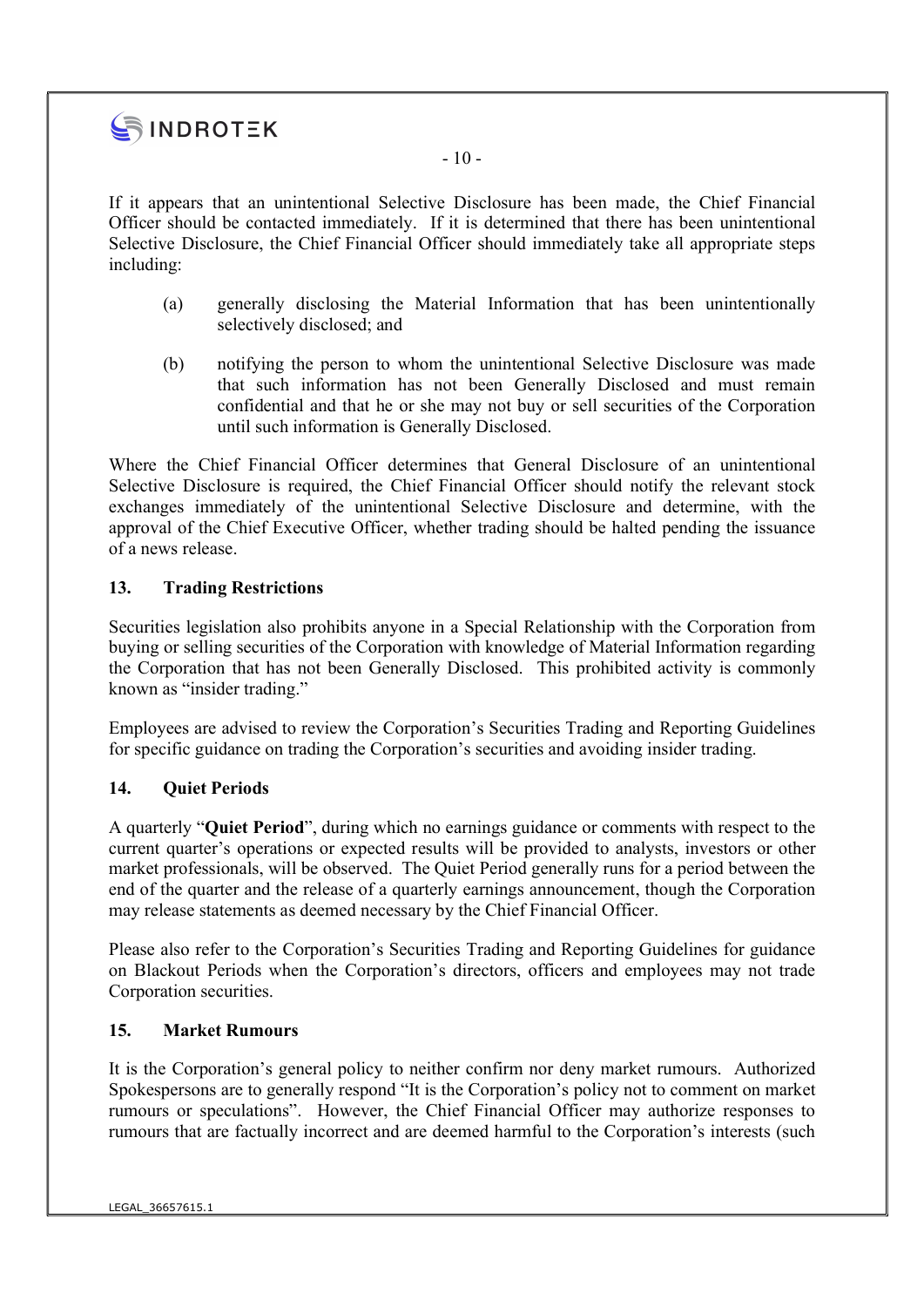If it appears that an unintentional Selective Disclosure has been made, the Chief Financial Officer should be contacted immediately. If it is determined that there has been unintentional Selective Disclosure, the Chief Financial Officer should immediately take all appropriate steps including:

(a) generally disclosing the Material Information that has been unintentionally selectively disclosed; and

(b) notifying the person to whom the unintentional Selective Disclosure was made that such information has not been Generally Disclosed and must remain confidential and that he or she may not buy or sell securities of the Corporation until such information is Generally Disclosed.

Where the Chief Financial Officer determines that General Disclosure of an unintentional Selective Disclosure is required, the Chief Financial Officer should notify the relevant stock exchanges immediately of the unintentional Selective Disclosure and determine, with the approval of the Chief Executive Officer, whether trading should be halted pending the issuance of a news release.

## 13. Trading Restrictions

Securities legislation also prohibits anyone in a Special Relationship with the Corporation from buying or selling securities of the Corporation with knowledge of Material Information regarding the Corporation that has not been Generally Disclosed. This prohibited activity is commonly known as "insider trading."

Employees are advised to review the Corporation's Securities Trading and Reporting Guidelines for specific guidance on trading the Corporation's securities and avoiding insider trading.

## 14. Quiet Periods

A quarterly "**Quiet Period**", during which no earnings guidance or comments with respect to the current quarter's operations or expected results will be provided to analysts, investors or other market professionals, will be observed. The Quiet Period generally runs for a period between the end of the quarter and the release of a quarterly earnings announcement, though the Corporation may release statements as deemed necessary by the Chief Financial Officer.

Please also refer to the Corporation's Securities Trading and Reporting Guidelines for guidance on Blackout Periods when the Corporation's directors, officers and employees may not trade Corporation securities.

## 15. Market Rumours

It is the Corporation's general policy to neither confirm nor deny market rumours. Authorized Spokespersons are to generally respond "It is the Corporation's policy not to comment on market rumours or speculations". However, the Chief Financial Officer may authorize responses to rumours that are factually incorrect and are deemed harmful to the Corporation's interests (such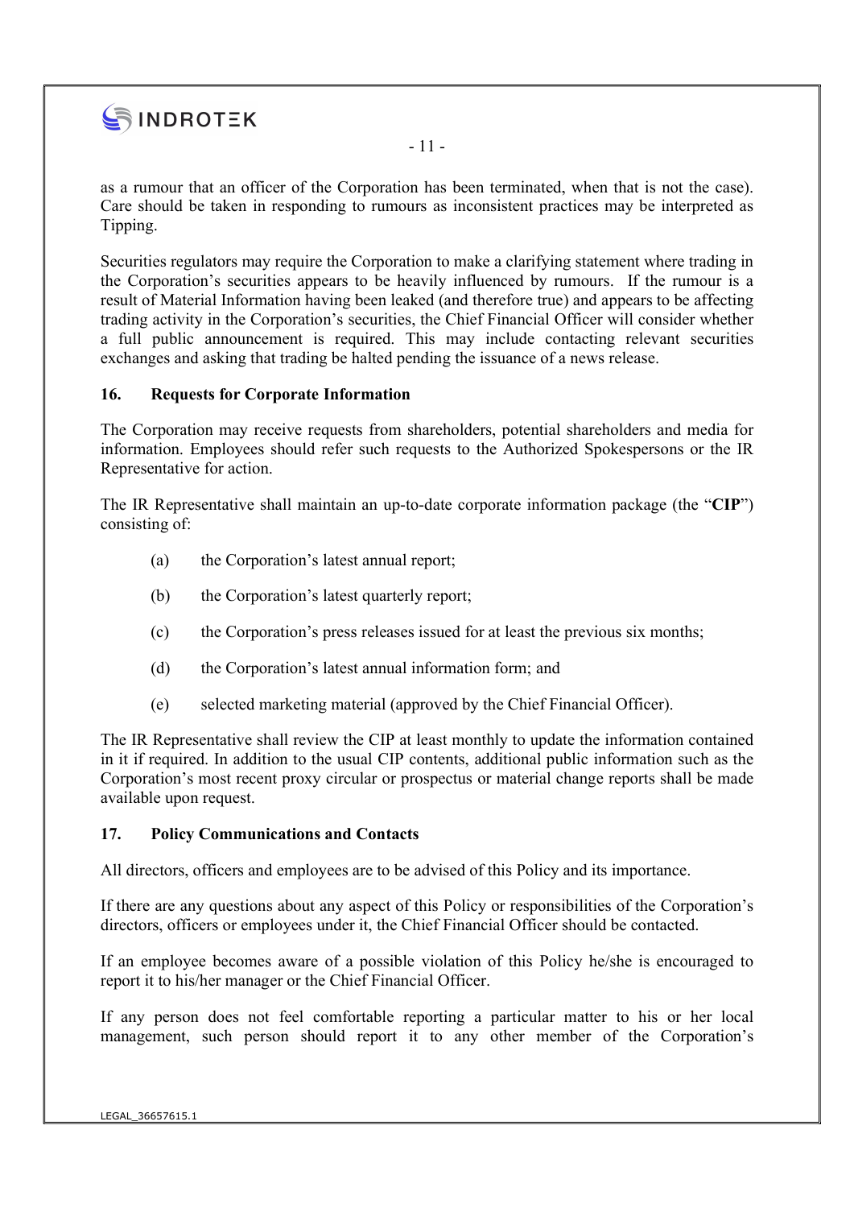as a rumour that an officer of the Corporation has been terminated, when that is not the case). Care should be taken in responding to rumours as inconsistent practices may be interpreted as Tipping.

Securities regulators may require the Corporation to make a clarifying statement where trading in the Corporation's securities appears to be heavily influenced by rumours. If the rumour is a result of Material Information having been leaked (and therefore true) and appears to be affecting trading activity in the Corporation's securities, the Chief Financial Officer will consider whether a full public announcement is required. This may include contacting relevant securities exchanges and asking that trading be halted pending the issuance of a news release.

## 16. Requests for Corporate Information

The Corporation may receive requests from shareholders, potential shareholders and media for information. Employees should refer such requests to the Authorized Spokespersons or the IR Representative for action.

The IR Representative shall maintain an up-to-date corporate information package (the "**CIP**") consisting of:

(a) the Corporation's latest annual report;

(b) the Corporation's latest quarterly report;

(c) the Corporation's press releases issued for at least the previous six months;

(d) the Corporation's latest annual information form; and

(e) selected marketing material (approved by the Chief Financial Officer).

The IR Representative shall review the CIP at least monthly to update the information contained in it if required. In addition to the usual CIP contents, additional public information such as the Corporation's most recent proxy circular or prospectus or material change reports shall be made available upon request.

## 17. Policy Communications and Contacts

All directors, officers and employees are to be advised of this Policy and its importance.

If there are any questions about any aspect of this Policy or responsibilities of the Corporation's directors, officers or employees under it, the Chief Financial Officer should be contacted.

If an employee becomes aware of a possible violation of this Policy he/she is encouraged to report it to his/her manager or the Chief Financial Officer.

If any person does not feel comfortable reporting a particular matter to his or her local management, such person should report it to any other member of the Corporation's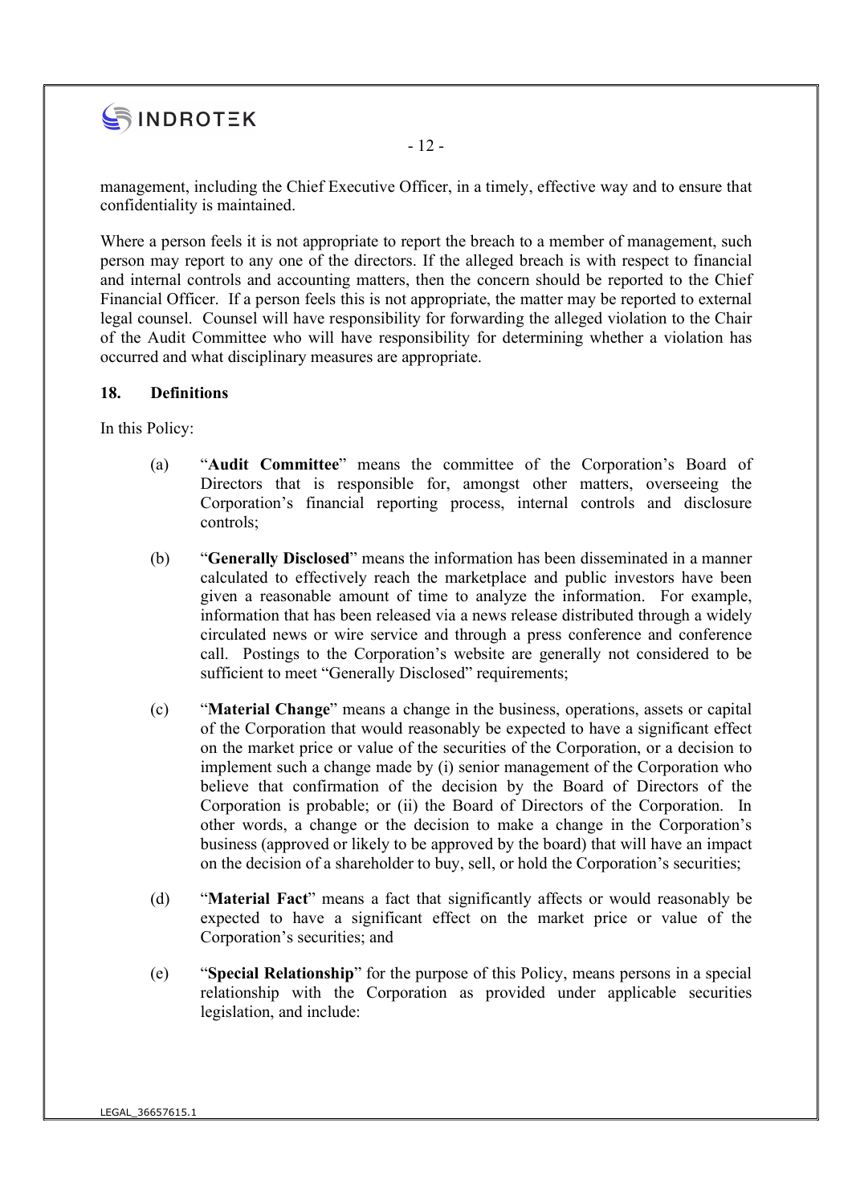management, including the Chief Executive Officer, in a timely, effective way and to ensure that confidentiality is maintained.

Where a person feels it is not appropriate to report the breach to a member of management, such person may report to any one of the directors. If the alleged breach is with respect to financial and internal controls and accounting matters, then the concern should be reported to the Chief Financial Officer. If a person feels this is not appropriate, the matter may be reported to external legal counsel. Counsel will have responsibility for forwarding the alleged violation to the Chair of the Audit Committee who will have responsibility for determining whether a violation has occurred and what disciplinary measures are appropriate.

## 18. Definitions

In this Policy:

(a) "**Audit Committee**" means the committee of the Corporation's Board of Directors that is responsible for, amongst other matters, overseeing the Corporation's financial reporting process, internal controls and disclosure controls;

(b) "**Generally Disclosed**" means the information has been disseminated in a manner calculated to effectively reach the marketplace and public investors have been given a reasonable amount of time to analyze the information. For example, information that has been released via a news release distributed through a widely circulated news or wire service and through a press conference and conference call. Postings to the Corporation's website are generally not considered to be sufficient to meet "Generally Disclosed" requirements;

(c) "**Material Change**" means a change in the business, operations, assets or capital of the Corporation that would reasonably be expected to have a significant effect on the market price or value of the securities of the Corporation, or a decision to implement such a change made by (i) senior management of the Corporation who believe that confirmation of the decision by the Board of Directors of the Corporation is probable; or (ii) the Board of Directors of the Corporation. In other words, a change or the decision to make a change in the Corporation's business (approved or likely to be approved by the board) that will have an impact on the decision of a shareholder to buy, sell, or hold the Corporation's securities;

(d) "**Material Fact**" means a fact that significantly affects or would reasonably be expected to have a significant effect on the market price or value of the Corporation's securities; and

(e) "**Special Relationship**" for the purpose of this Policy, means persons in a special relationship with the Corporation as provided under applicable securities legislation, and include: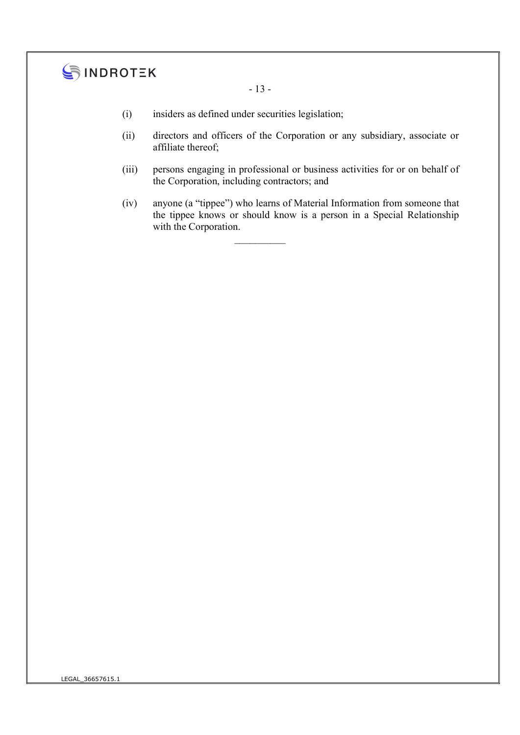(i) insiders as defined under securities legislation;

(ii) directors and officers of the Corporation or any subsidiary, associate or affiliate thereof;

(iii) persons engaging in professional or business activities for or on behalf of the Corporation, including contractors; and

(iv) anyone (a "tippee") who learns of Material Information from someone that the tippee knows or should know is a person in a Special Relationship with the Corporation.

__________